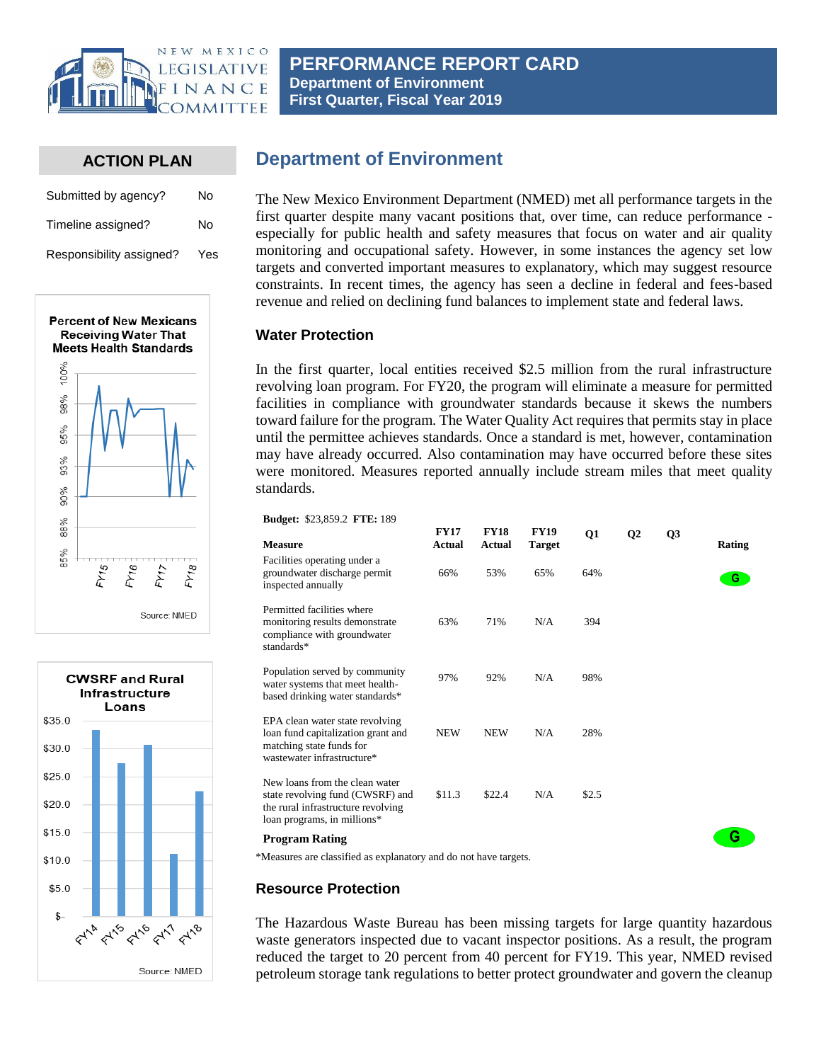# PERFORMANCE REPORT CARD
**Department of Environment**
**First Quarter, Fiscal Year 2019**

## ACTION PLAN

| | |
|---|---|
| Submitted by agency? | No |
| Timeline assigned? | No |
| Responsibility assigned? | Yes |

**Percent of New Mexicans Receiving Water That Meets Health Standards**

Source: NMED

**CWSRF and Rural Infrastructure Loans**

Source: NMED

## Department of Environment

The New Mexico Environment Department (NMED) met all performance targets in the first quarter despite many vacant positions that, over time, can reduce performance - especially for public health and safety measures that focus on water and air quality monitoring and occupational safety. However, in some instances the agency set low targets and converted important measures to explanatory, which may suggest resource constraints. In recent times, the agency has seen a decline in federal and fees-based revenue and relied on declining fund balances to implement state and federal laws.

### Water Protection

In the first quarter, local entities received $2.5 million from the rural infrastructure revolving loan program. For FY20, the program will eliminate a measure for permitted facilities in compliance with groundwater standards because it skews the numbers toward failure for the program. The Water Quality Act requires that permits stay in place until the permittee achieves standards. Once a standard is met, however, contamination may have already occurred. Also contamination may have occurred before these sites were monitored. Measures reported annually include stream miles that meet quality standards.

**Budget:** $23,859.2 **FTE:** 189

| Measure | FY17 Actual | FY18 Actual | FY19 Target | Q1 | Q2 | Q3 | Rating |
|---|---|---|---|---|---|---|---|
| Facilities operating under a groundwater discharge permit inspected annually | 66% | 53% | 65% | 64% | | | G |
| Permitted facilities where monitoring results demonstrate compliance with groundwater standards* | 63% | 71% | N/A | 394 | | | |
| Population served by community water systems that meet health-based drinking water standards* | 97% | 92% | N/A | 98% | | | |
| EPA clean water state revolving loan fund capitalization grant and matching state funds for wastewater infrastructure* | NEW | NEW | N/A | 28% | | | |
| New loans from the clean water state revolving fund (CWSRF) and the rural infrastructure revolving loan programs, in millions* | $11.3 | $22.4 | N/A | $2.5 | | | |
| **Program Rating** | | | | | | | G |

*Measures are classified as explanatory and do not have targets.

### Resource Protection

The Hazardous Waste Bureau has been missing targets for large quantity hazardous waste generators inspected due to vacant inspector positions. As a result, the program reduced the target to 20 percent from 40 percent for FY19. This year, NMED revised petroleum storage tank regulations to better protect groundwater and govern the cleanup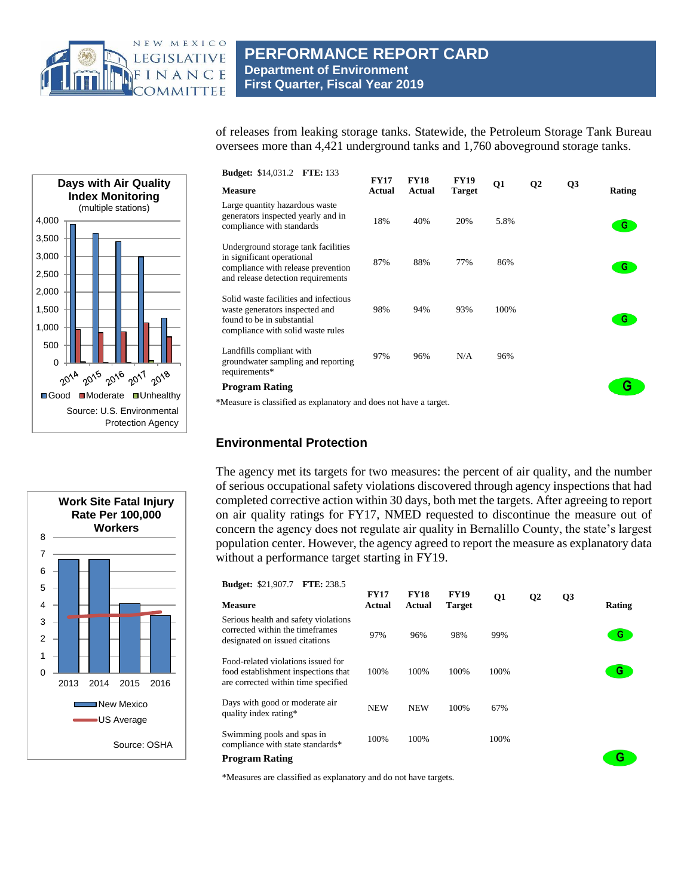# PERFORMANCE REPORT CARD
## Department of Environment
## First Quarter, Fiscal Year 2019

of releases from leaking storage tanks. Statewide, the Petroleum Storage Tank Bureau oversees more than 4,421 underground tanks and 1,760 aboveground storage tanks.

Days with Air Quality Index Monitoring
(multiple stations)
4,000
3,500
3,000
2,500
2,000
1,500
1,000
500
0
2014 2015 2016 2017 2018
Good Moderate Unhealthy
Source: U.S. Environmental Protection Agency

**Budget:** $14,031.2 **FTE:** 133

| Measure | FY17 Actual | FY18 Actual | FY19 Target | Q1 | Q2 | Q3 | Rating |
|---|---|---|---|---|---|---|---|
| Large quantity hazardous waste generators inspected yearly and in compliance with standards | 18% | 40% | 20% | 5.8% | | | G |
| Underground storage tank facilities in significant operational compliance with release prevention and release detection requirements | 87% | 88% | 77% | 86% | | | G |
| Solid waste facilities and infectious waste generators inspected and found to be in substantial compliance with solid waste rules | 98% | 94% | 93% | 100% | | | G |
| Landfills compliant with groundwater sampling and reporting requirements* | 97% | 96% | N/A | 96% | | | |
| **Program Rating** | | | | | | | G |

*Measure is classified as explanatory and does not have a target.

### Environmental Protection

The agency met its targets for two measures: the percent of air quality, and the number of serious occupational safety violations discovered through agency inspections that had completed corrective action within 30 days, both met the targets. After agreeing to report on air quality ratings for FY17, NMED requested to discontinue the measure out of concern the agency does not regulate air quality in Bernalillo County, the state's largest population center. However, the agency agreed to report the measure as explanatory data without a performance target starting in FY19.

Work Site Fatal Injury Rate Per 100,000 Workers
8
7
6
5
4
3
2
1
0
2013 2014 2015 2016
New Mexico
US Average
Source: OSHA

**Budget:** $21,907.7 **FTE:** 238.5

| Measure | FY17 Actual | FY18 Actual | FY19 Target | Q1 | Q2 | Q3 | Rating |
|---|---|---|---|---|---|---|---|
| Serious health and safety violations corrected within the timeframes designated on issued citations | 97% | 96% | 98% | 99% | | | G |
| Food-related violations issued for food establishment inspections that are corrected within time specified | 100% | 100% | 100% | 100% | | | G |
| Days with good or moderate air quality index rating* | NEW | NEW | 100% | 67% | | | |
| Swimming pools and spas in compliance with state standards* | 100% | 100% | | 100% | | | |
| **Program Rating** | | | | | | | G |

*Measures are classified as explanatory and do not have targets.